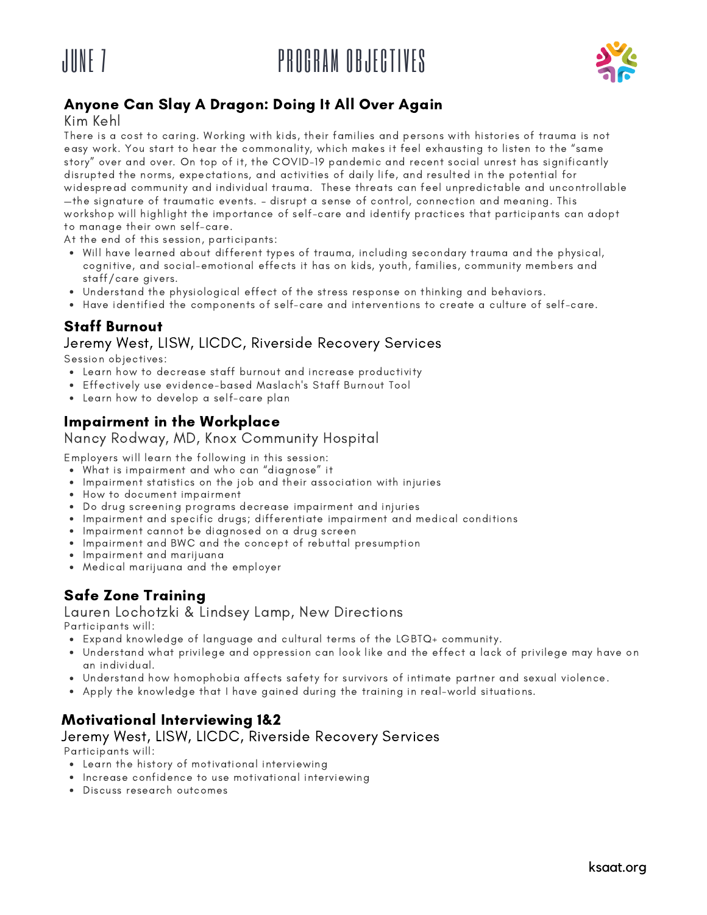# JUNE 7

# PROGRAM OBJECTIVES

## Anyone Can Slay A Dragon: Doing It All Over Again

Kim Kehl

There is a cost to caring. Working with kids, their families and persons with histories of trauma is not easy work. You start to hear the commonality, which makes it feel exhausting to listen to the "same story" over and over. On top of it, the COVID-19 pandemic and recent social unrest has significantly disrupted the norms, expectations, and activities of daily life, and resulted in the potential for widespread community and individual trauma. These threats can feel unpredictable and uncontrollable —the signature of traumatic events. - disrupt a sense of control, connection and meaning. This workshop will highlight the importance of self-care and identify practices that participants can adopt to manage their own self-care.

At the end of this session, participants:

- Will have learned about different types of trauma, including secondary trauma and the physical, cognitive, and social-emotional effects it has on kids, youth, families, community members and staff/care givers.
- Understand the physiological effect of the stress response on thinking and behaviors.
- Have identified the components of self-care and interventions to create a culture of self-care.

## Staff Burnout

Jeremy West, LISW, LICDC, Riverside Recovery Services

Session objectives:

- Learn how to decrease staff burnout and increase productivity
- Effectively use evidence-based Maslach's Staff Burnout Tool
- Learn how to develop a self-care plan

## Impairment in the Workplace

Nancy Rodway, MD, Knox Community Hospital

Employers will learn the following in this session:

- What is impairment and who can "diagnose" it
- Impairment statistics on the job and their association with injuries
- How to document impairment
- Do drug screening programs decrease impairment and injuries
- Impairment and specific drugs; differentiate impairment and medical conditions
- Impairment cannot be diagnosed on a drug screen
- Impairment and BWC and the concept of rebuttal presumption
- Impairment and marijuana
- Medical marijuana and the employer

## Safe Zone Training

Lauren Lochotzki & Lindsey Lamp, New Directions

Participants will:

- Expand knowledge of language and cultural terms of the LGBTQ+ community.
- Understand what privilege and oppression can look like and the effect a lack of privilege may have on an individual.
- Understand how homophobia affects safety for survivors of intimate partner and sexual violence.
- Apply the knowledge that I have gained during the training in real-world situations.

## Motivational Interviewing 1&2

Jeremy West, LISW, LICDC, Riverside Recovery Services

Participants will:

- Learn the history of motivational interviewing
- Increase confidence to use motivational interviewing
- Discuss research outcomes

ksaat.org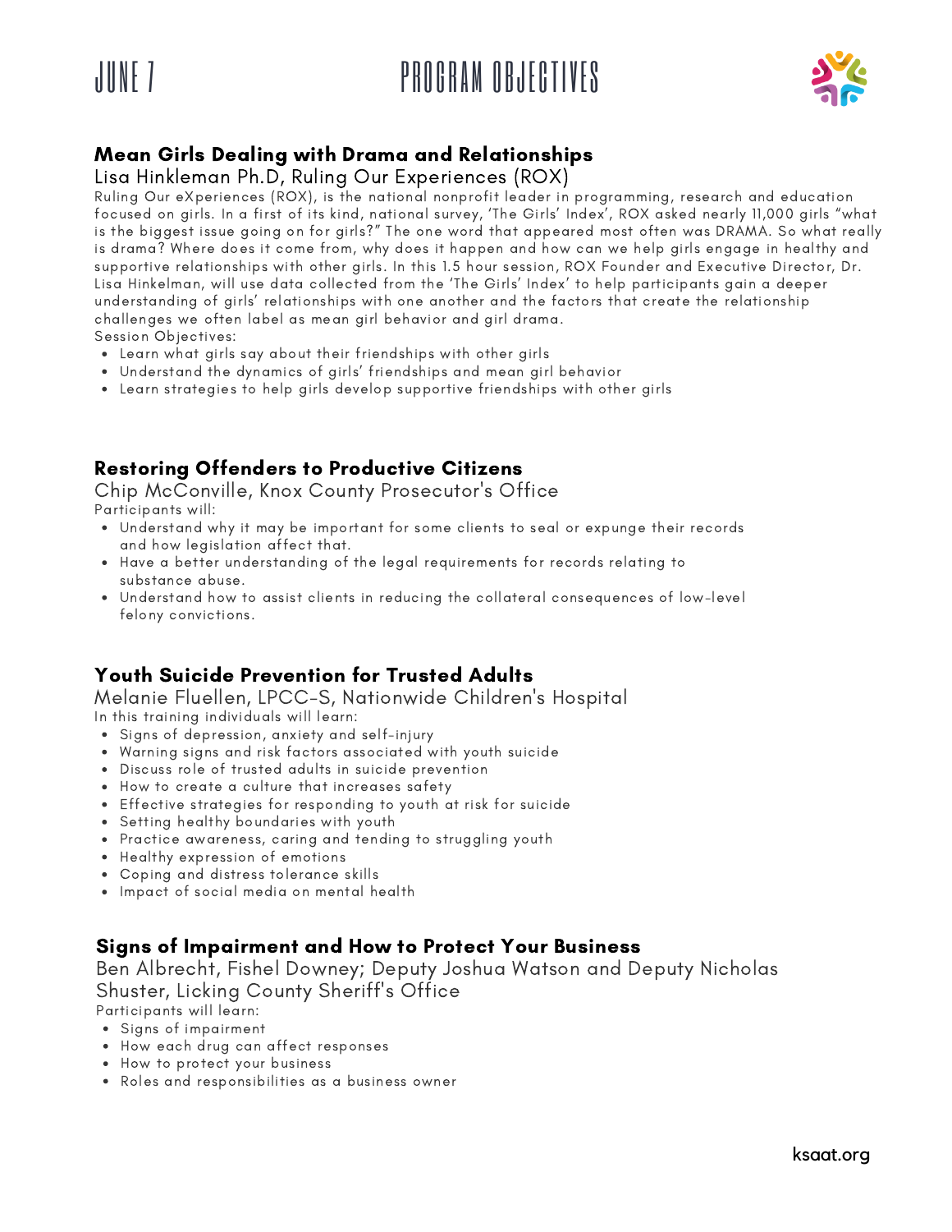# JUNE 7 PROGRAM OBJECTIVES

## Mean Girls Dealing with Drama and Relationships

Lisa Hinkleman Ph.D, Ruling Our Experiences (ROX)

Ruling Our eXperiences (ROX), is the national nonprofit leader in programming, research and education focused on girls. In a first of its kind, national survey, 'The Girls' Index', ROX asked nearly 11,000 girls "what is the biggest issue going on for girls?" The one word that appeared most often was DRAMA. So what really is drama? Where does it come from, why does it happen and how can we help girls engage in healthy and supportive relationships with other girls. In this 1.5 hour session, ROX Founder and Executive Director, Dr. Lisa Hinkelman, will use data collected from the 'The Girls' Index' to help participants gain a deeper understanding of girls' relationships with one another and the factors that create the relationship challenges we often label as mean girl behavior and girl drama.

Session Objectives:

- Learn what girls say about their friendships with other girls
- Understand the dynamics of girls' friendships and mean girl behavior
- Learn strategies to help girls develop supportive friendships with other girls

## Restoring Offenders to Productive Citizens

Chip McConville, Knox County Prosecutor's Office

Participants will:

- Understand why it may be important for some clients to seal or expunge their records and how legislation affect that.
- Have a better understanding of the legal requirements for records relating to substance abuse.
- Understand how to assist clients in reducing the collateral consequences of low-level felony convictions.

## Youth Suicide Prevention for Trusted Adults

Melanie Fluellen, LPCC-S, Nationwide Children's Hospital

In this training individuals will learn:

- Signs of depression, anxiety and self-injury
- Warning signs and risk factors associated with youth suicide
- Discuss role of trusted adults in suicide prevention
- How to create a culture that increases safety
- Effective strategies for responding to youth at risk for suicide
- Setting healthy boundaries with youth
- Practice awareness, caring and tending to struggling youth
- Healthy expression of emotions
- Coping and distress tolerance skills
- Impact of social media on mental health

## Signs of Impairment and How to Protect Your Business

Ben Albrecht, Fishel Downey; Deputy Joshua Watson and Deputy Nicholas Shuster, Licking County Sheriff's Office

Participants will learn:

- Signs of impairment
- How each drug can affect responses
- How to protect your business
- Roles and responsibilities as a business owner

ksaat.org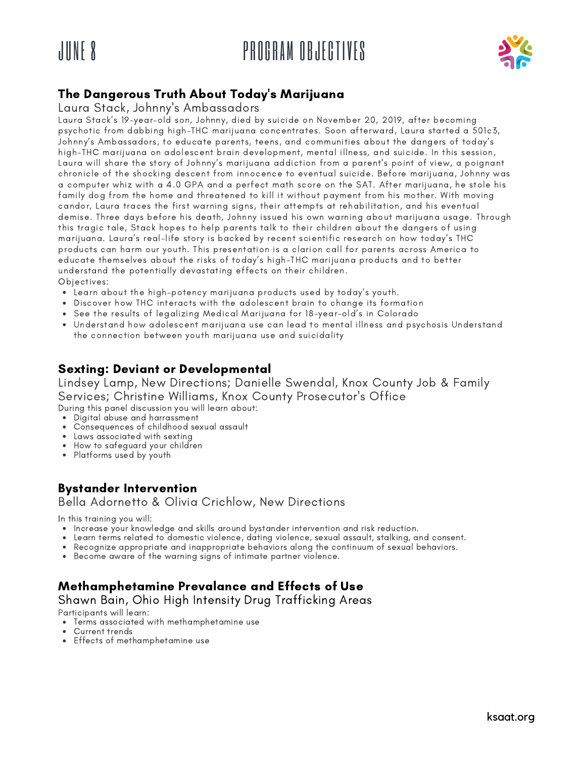# JUNE 8 PROGRAM OBJECTIVES

## The Dangerous Truth About Today's Marijuana

Laura Stack, Johnny's Ambassadors

Laura Stack's 19-year-old son, Johnny, died by suicide on November 20, 2019, after becoming psychotic from dabbing high-THC marijuana concentrates. Soon afterward, Laura started a 501c3, Johnny's Ambassadors, to educate parents, teens, and communities about the dangers of today's high-THC marijuana on adolescent brain development, mental illness, and suicide. In this session, Laura will share the story of Johnny's marijuana addiction from a parent's point of view, a poignant chronicle of the shocking descent from innocence to eventual suicide. Before marijuana, Johnny was a computer whiz with a 4.0 GPA and a perfect math score on the SAT. After marijuana, he stole his family dog from the home and threatened to kill it without payment from his mother. With moving candor, Laura traces the first warning signs, their attempts at rehabilitation, and his eventual demise. Three days before his death, Johnny issued his own warning about marijuana usage. Through this tragic tale, Stack hopes to help parents talk to their children about the dangers of using marijuana. Laura's real-life story is backed by recent scientific research on how today's THC products can harm our youth. This presentation is a clarion call for parents across America to educate themselves about the risks of today's high-THC marijuana products and to better understand the potentially devastating effects on their children.

Objectives:

- Learn about the high-potency marijuana products used by today's youth.
- Discover how THC interacts with the adolescent brain to change its formation
- See the results of legalizing Medical Marijuana for 18-year-old's in Colorado
- Understand how adolescent marijuana use can lead to mental illness and psychosis Understand the connection between youth marijuana use and suicidality

## Sexting: Deviant or Developmental

Lindsey Lamp, New Directions; Danielle Swendal, Knox County Job & Family Services; Christine Williams, Knox County Prosecutor's Office

During this panel discussion you will learn about:

- Digital abuse and harrassment
- Consequences of childhood sexual assault
- Laws associated with sexting
- How to safeguard your children
- Platforms used by youth

## Bystander Intervention

Bella Adornetto & Olivia Crichlow, New Directions

In this training you will:

- Increase your knowledge and skills around bystander intervention and risk reduction.
- Learn terms related to domestic violence, dating violence, sexual assault, stalking, and consent.
- Recognize appropriate and inappropriate behaviors along the continuum of sexual behaviors.
- Become aware of the warning signs of intimate partner violence.

## Methamphetamine Prevalance and Effects of Use

Shawn Bain, Ohio High Intensity Drug Trafficking Areas

Participants will learn:

- Terms associated with methamphetamine use
- Current trends
- Effects of methamphetamine use

ksaat.org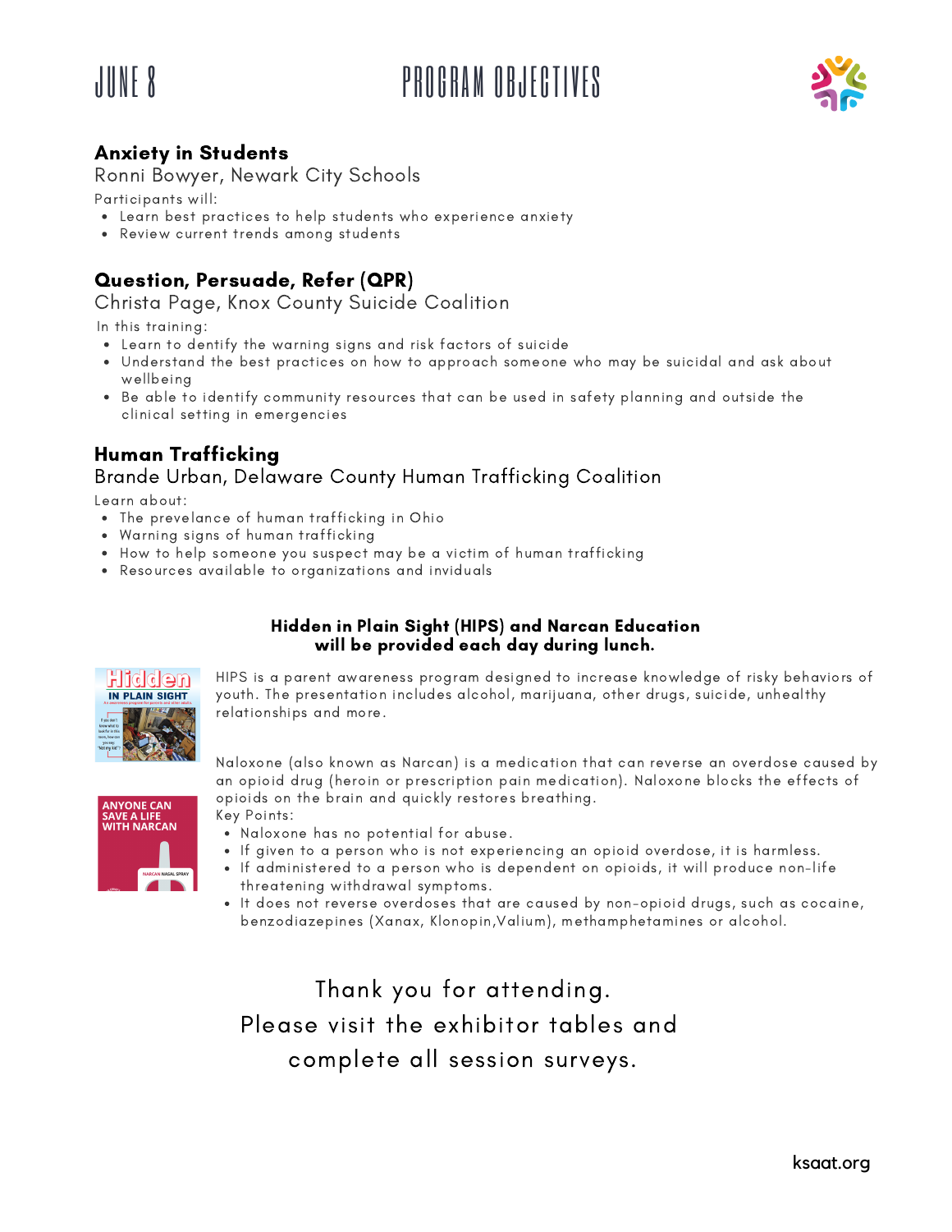JUNE 8

# PROGRAM OBJECTIVES

## Anxiety in Students

Ronni Bowyer, Newark City Schools

Participants will:

- Learn best practices to help students who experience anxiety
- Review current trends among students

## Question, Persuade, Refer (QPR)

Christa Page, Knox County Suicide Coalition

In this training:

- Learn to dentify the warning signs and risk factors of suicide
- Understand the best practices on how to approach someone who may be suicidal and ask about wellbeing
- Be able to identify community resources that can be used in safety planning and outside the clinical setting in emergencies

## Human Trafficking

Brande Urban, Delaware County Human Trafficking Coalition

Learn about:

- The prevelance of human trafficking in Ohio
- Warning signs of human trafficking
- How to help someone you suspect may be a victim of human trafficking
- Resources available to organizations and inviduals

**Hidden in Plain Sight (HIPS) and Narcan Education will be provided each day during lunch.**

HIPS is a parent awareness program designed to increase knowledge of risky behaviors of youth. The presentation includes alcohol, marijuana, other drugs, suicide, unhealthy relationships and more.

Naloxone (also known as Narcan) is a medication that can reverse an overdose caused by an opioid drug (heroin or prescription pain medication). Naloxone blocks the effects of opioids on the brain and quickly restores breathing.

Key Points:

- Naloxone has no potential for abuse.
- If given to a person who is not experiencing an opioid overdose, it is harmless.
- If administered to a person who is dependent on opioids, it will produce non-life threatening withdrawal symptoms.
- It does not reverse overdoses that are caused by non-opioid drugs, such as cocaine, benzodiazepines (Xanax, Klonopin,Valium), methamphetamines or alcohol.

Thank you for attending.
Please visit the exhibitor tables and
complete all session surveys.

ksaat.org